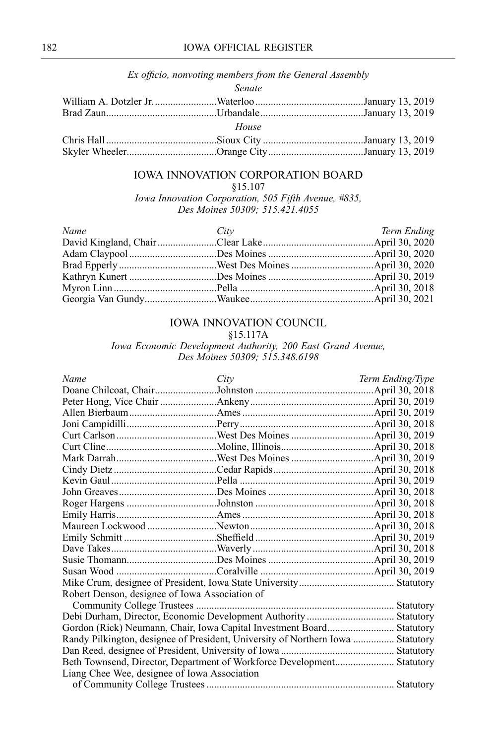*Ex officio, nonvoting members from the General Assembly*

*Senate*

| | | |
|---|---|---|
| William A. Dotzler Jr. | Waterloo | January 13, 2019 |
| Brad Zaun | Urbandale | January 13, 2019 |

*House*

| | | |
|---|---|---|
| Chris Hall | Sioux City | January 13, 2019 |
| Skyler Wheeler | Orange City | January 13, 2019 |

## IOWA INNOVATION CORPORATION BOARD

§15.107

*Iowa Innovation Corporation, 505 Fifth Avenue, #835, Des Moines 50309; 515.421.4055*

| *Name* | *City* | *Term Ending* |
|---|---|---|
| David Kingland, Chair | Clear Lake | April 30, 2020 |
| Adam Claypool | Des Moines | April 30, 2020 |
| Brad Epperly | West Des Moines | April 30, 2020 |
| Kathryn Kunert | Des Moines | April 30, 2019 |
| Myron Linn | Pella | April 30, 2018 |
| Georgia Van Gundy | Waukee | April 30, 2021 |

## IOWA INNOVATION COUNCIL

§15.117A

*Iowa Economic Development Authority, 200 East Grand Avenue, Des Moines 50309; 515.348.6198*

| *Name* | *City* | *Term Ending/Type* |
|---|---|---|
| Doane Chilcoat, Chair | Johnston | April 30, 2018 |
| Peter Hong, Vice Chair | Ankeny | April 30, 2019 |
| Allen Bierbaum | Ames | April 30, 2019 |
| Joni Campidilli | Perry | April 30, 2018 |
| Curt Carlson | West Des Moines | April 30, 2019 |
| Curt Cline | Moline, Illinois | April 30, 2018 |
| Mark Darrah | West Des Moines | April 30, 2019 |
| Cindy Dietz | Cedar Rapids | April 30, 2018 |
| Kevin Gaul | Pella | April 30, 2019 |
| John Greaves | Des Moines | April 30, 2018 |
| Roger Hargens | Johnston | April 30, 2018 |
| Emily Harris | Ames | April 30, 2018 |
| Maureen Lockwood | Newton | April 30, 2018 |
| Emily Schmitt | Sheffield | April 30, 2019 |
| Dave Takes | Waverly | April 30, 2018 |
| Susie Thomann | Des Moines | April 30, 2019 |
| Susan Wood | Coralville | April 30, 2019 |
| Mike Crum, designee of President, Iowa State University | | Statutory |
| Robert Denson, designee of Iowa Association of Community College Trustees | | Statutory |
| Debi Durham, Director, Economic Development Authority | | Statutory |
| Gordon (Rick) Neumann, Chair, Iowa Capital Investment Board | | Statutory |
| Randy Pilkington, designee of President, University of Northern Iowa | | Statutory |
| Dan Reed, designee of President, University of Iowa | | Statutory |
| Beth Townsend, Director, Department of Workforce Development | | Statutory |
| Liang Chee Wee, designee of Iowa Association of Community College Trustees | | Statutory |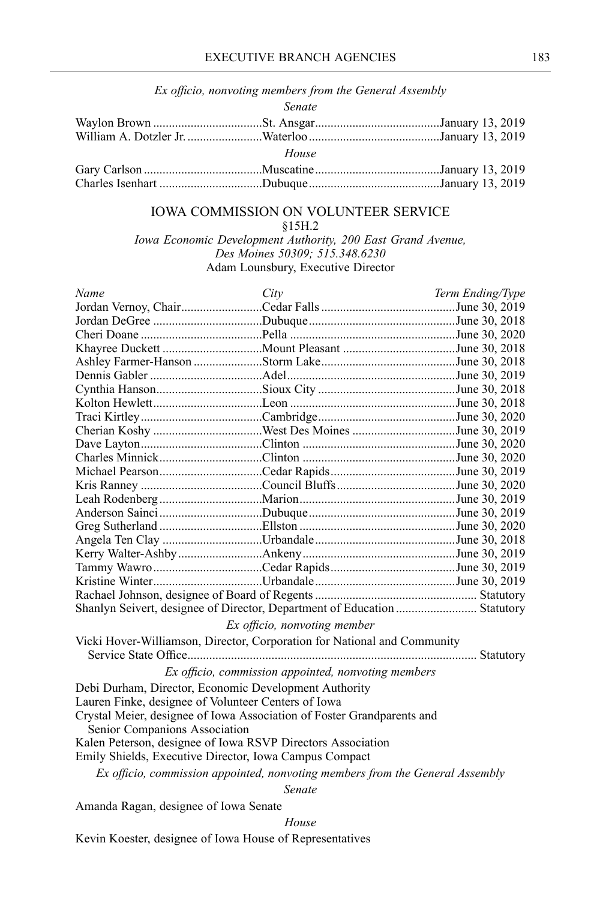*Ex officio, nonvoting members from the General Assembly*

*Senate*

| | | |
|---|---|---|
| Waylon Brown | St. Ansgar | January 13, 2019 |
| William A. Dotzler Jr. | Waterloo | January 13, 2019 |

*House*

| | | |
|---|---|---|
| Gary Carlson | Muscatine | January 13, 2019 |
| Charles Isenhart | Dubuque | January 13, 2019 |

## IOWA COMMISSION ON VOLUNTEER SERVICE

§15H.2

*Iowa Economic Development Authority, 200 East Grand Avenue, Des Moines 50309; 515.348.6230*

Adam Lounsbury, Executive Director

| *Name* | *City* | *Term Ending/Type* |
|---|---|---|
| Jordan Vernoy, Chair | Cedar Falls | June 30, 2019 |
| Jordan DeGree | Dubuque | June 30, 2018 |
| Cheri Doane | Pella | June 30, 2020 |
| Khayree Duckett | Mount Pleasant | June 30, 2018 |
| Ashley Farmer-Hanson | Storm Lake | June 30, 2018 |
| Dennis Gabler | Adel | June 30, 2019 |
| Cynthia Hanson | Sioux City | June 30, 2018 |
| Kolton Hewlett | Leon | June 30, 2018 |
| Traci Kirtley | Cambridge | June 30, 2020 |
| Cherian Koshy | West Des Moines | June 30, 2019 |
| Dave Layton | Clinton | June 30, 2020 |
| Charles Minnick | Clinton | June 30, 2020 |
| Michael Pearson | Cedar Rapids | June 30, 2019 |
| Kris Ranney | Council Bluffs | June 30, 2020 |
| Leah Rodenberg | Marion | June 30, 2019 |
| Anderson Sainci | Dubuque | June 30, 2019 |
| Greg Sutherland | Ellston | June 30, 2020 |
| Angela Ten Clay | Urbandale | June 30, 2018 |
| Kerry Walter-Ashby | Ankeny | June 30, 2019 |
| Tammy Wawro | Cedar Rapids | June 30, 2019 |
| Kristine Winter | Urbandale | June 30, 2019 |
| Rachael Johnson, designee of Board of Regents | | Statutory |
| Shanlyn Seivert, designee of Director, Department of Education | | Statutory |

*Ex officio, nonvoting member*

Vicki Hover-Williamson, Director, Corporation for National and Community Service State Office .......... Statutory

*Ex officio, commission appointed, nonvoting members*

Debi Durham, Director, Economic Development Authority
Lauren Finke, designee of Volunteer Centers of Iowa
Crystal Meier, designee of Iowa Association of Foster Grandparents and Senior Companions Association
Kalen Peterson, designee of Iowa RSVP Directors Association
Emily Shields, Executive Director, Iowa Campus Compact

*Ex officio, commission appointed, nonvoting members from the General Assembly*

*Senate*

Amanda Ragan, designee of Iowa Senate

*House*

Kevin Koester, designee of Iowa House of Representatives